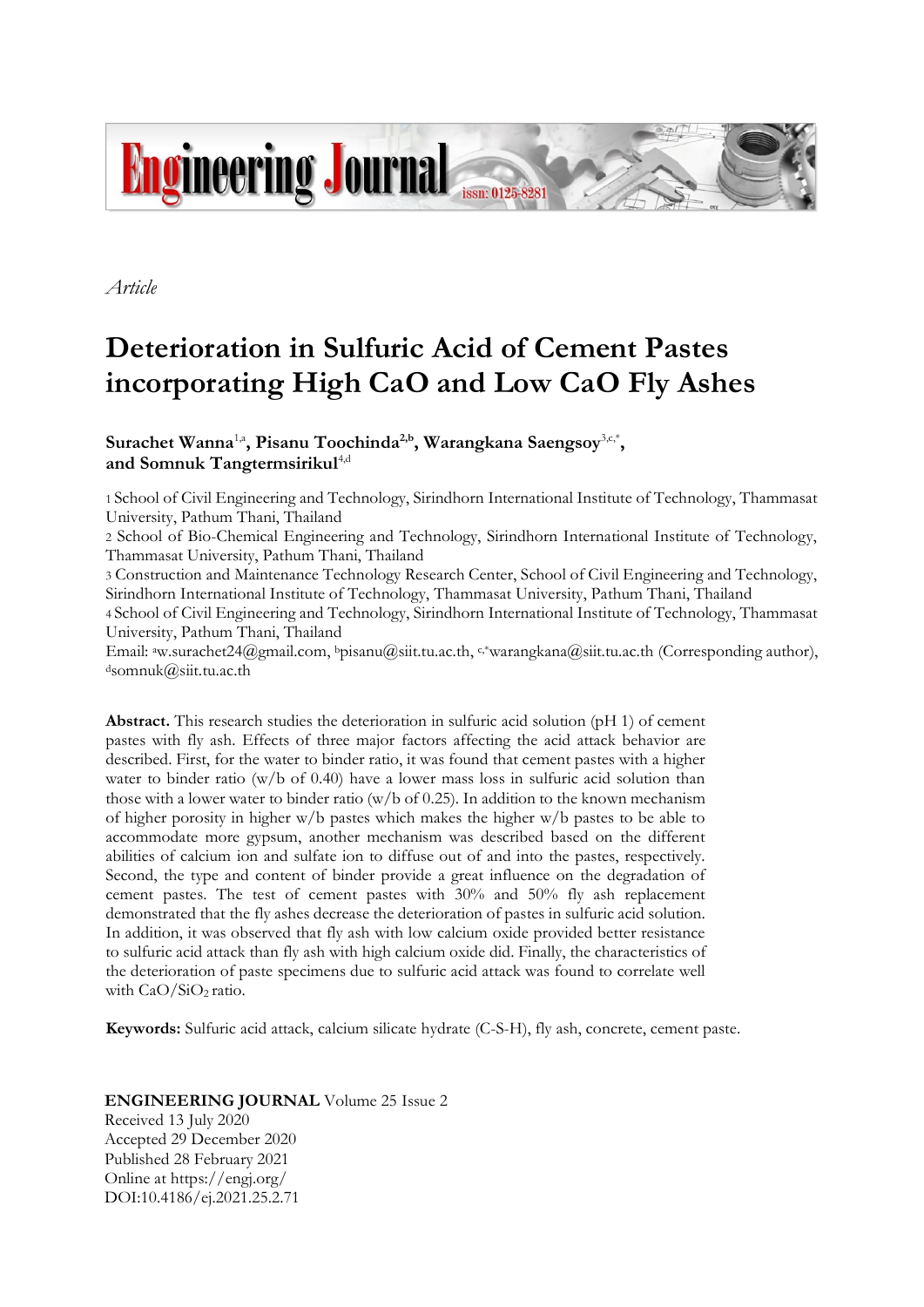*Article*

# Deterioration in Sulfuric Acid of Cement Pastes incorporating High CaO and Low CaO Fly Ashes

**Surachet Wanna**[1,a]**, Pisanu Toochinda**[2,b]**, Warangkana Saengsoy**[3,c,*]**, and Somnuk Tangtermsirikul**[4,d]

1 School of Civil Engineering and Technology, Sirindhorn International Institute of Technology, Thammasat University, Pathum Thani, Thailand

2 School of Bio-Chemical Engineering and Technology, Sirindhorn International Institute of Technology, Thammasat University, Pathum Thani, Thailand

3 Construction and Maintenance Technology Research Center, School of Civil Engineering and Technology, Sirindhorn International Institute of Technology, Thammasat University, Pathum Thani, Thailand

4 School of Civil Engineering and Technology, Sirindhorn International Institute of Technology, Thammasat University, Pathum Thani, Thailand

Email: [a]w.surachet24@gmail.com, [b]pisanu@siit.tu.ac.th, [c,*]warangkana@siit.tu.ac.th (Corresponding author), [d]somnuk@siit.tu.ac.th

**Abstract.** This research studies the deterioration in sulfuric acid solution (pH 1) of cement pastes with fly ash. Effects of three major factors affecting the acid attack behavior are described. First, for the water to binder ratio, it was found that cement pastes with a higher water to binder ratio (w/b of 0.40) have a lower mass loss in sulfuric acid solution than those with a lower water to binder ratio (w/b of 0.25). In addition to the known mechanism of higher porosity in higher w/b pastes which makes the higher w/b pastes to be able to accommodate more gypsum, another mechanism was described based on the different abilities of calcium ion and sulfate ion to diffuse out of and into the pastes, respectively. Second, the type and content of binder provide a great influence on the degradation of cement pastes. The test of cement pastes with 30% and 50% fly ash replacement demonstrated that the fly ashes decrease the deterioration of pastes in sulfuric acid solution. In addition, it was observed that fly ash with low calcium oxide provided better resistance to sulfuric acid attack than fly ash with high calcium oxide did. Finally, the characteristics of the deterioration of paste specimens due to sulfuric acid attack was found to correlate well with $CaO/SiO_2$ ratio.

**Keywords:** Sulfuric acid attack, calcium silicate hydrate (C-S-H), fly ash, concrete, cement paste.

**ENGINEERING JOURNAL** Volume 25 Issue 2
Received 13 July 2020
Accepted 29 December 2020
Published 28 February 2021
Online at https://engj.org/
DOI:10.4186/ej.2021.25.2.71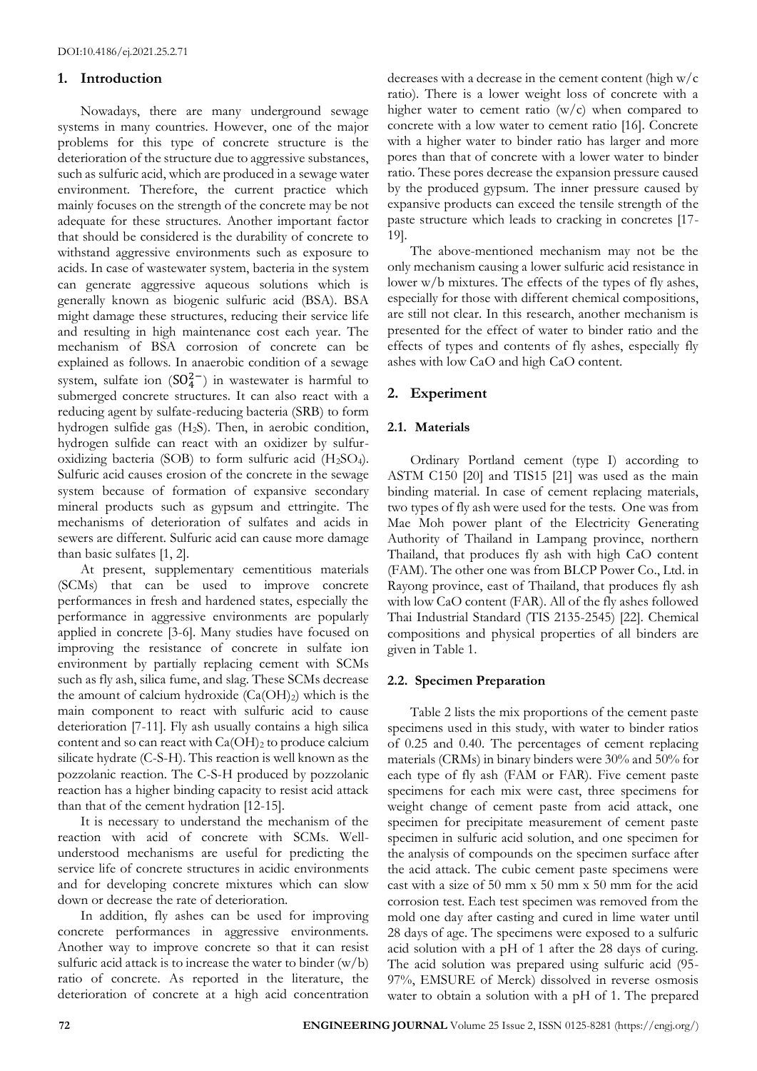DOI:10.4186/ej.2021.25.2.71

## 1. Introduction

Nowadays, there are many underground sewage systems in many countries. However, one of the major problems for this type of concrete structure is the deterioration of the structure due to aggressive substances, such as sulfuric acid, which are produced in a sewage water environment. Therefore, the current practice which mainly focuses on the strength of the concrete may be not adequate for these structures. Another important factor that should be considered is the durability of concrete to withstand aggressive environments such as exposure to acids. In case of wastewater system, bacteria in the system can generate aggressive aqueous solutions which is generally known as biogenic sulfuric acid (BSA). BSA might damage these structures, reducing their service life and resulting in high maintenance cost each year. The mechanism of BSA corrosion of concrete can be explained as follows. In anaerobic condition of a sewage system, sulfate ion ($SO_4^{2-}$) in wastewater is harmful to submerged concrete structures. It can also react with a reducing agent by sulfate-reducing bacteria (SRB) to form hydrogen sulfide gas ($H_2S$). Then, in aerobic condition, hydrogen sulfide can react with an oxidizer by sulfur-oxidizing bacteria (SOB) to form sulfuric acid ($H_2SO_4$). Sulfuric acid causes erosion of the concrete in the sewage system because of formation of expansive secondary mineral products such as gypsum and ettringite. The mechanisms of deterioration of sulfates and acids in sewers are different. Sulfuric acid can cause more damage than basic sulfates [1, 2].

At present, supplementary cementitious materials (SCMs) that can be used to improve concrete performances in fresh and hardened states, especially the performance in aggressive environments are popularly applied in concrete [3-6]. Many studies have focused on improving the resistance of concrete in sulfate ion environment by partially replacing cement with SCMs such as fly ash, silica fume, and slag. These SCMs decrease the amount of calcium hydroxide ($Ca(OH)_2$) which is the main component to react with sulfuric acid to cause deterioration [7-11]. Fly ash usually contains a high silica content and so can react with $Ca(OH)_2$ to produce calcium silicate hydrate (C-S-H). This reaction is well known as the pozzolanic reaction. The C-S-H produced by pozzolanic reaction has a higher binding capacity to resist acid attack than that of the cement hydration [12-15].

It is necessary to understand the mechanism of the reaction with acid of concrete with SCMs. Well-understood mechanisms are useful for predicting the service life of concrete structures in acidic environments and for developing concrete mixtures which can slow down or decrease the rate of deterioration.

In addition, fly ashes can be used for improving concrete performances in aggressive environments. Another way to improve concrete so that it can resist sulfuric acid attack is to increase the water to binder (w/b) ratio of concrete. As reported in the literature, the deterioration of concrete at a high acid concentration decreases with a decrease in the cement content (high w/c ratio). There is a lower weight loss of concrete with a higher water to cement ratio (w/c) when compared to concrete with a low water to cement ratio [16]. Concrete with a higher water to binder ratio has larger and more pores than that of concrete with a lower water to binder ratio. These pores decrease the expansion pressure caused by the produced gypsum. The inner pressure caused by expansive products can exceed the tensile strength of the paste structure which leads to cracking in concretes [17-19].

The above-mentioned mechanism may not be the only mechanism causing a lower sulfuric acid resistance in lower w/b mixtures. The effects of the types of fly ashes, especially for those with different chemical compositions, are still not clear. In this research, another mechanism is presented for the effect of water to binder ratio and the effects of types and contents of fly ashes, especially fly ashes with low CaO and high CaO content.

## 2. Experiment

### 2.1. Materials

Ordinary Portland cement (type I) according to ASTM C150 [20] and TIS15 [21] was used as the main binding material. In case of cement replacing materials, two types of fly ash were used for the tests. One was from Mae Moh power plant of the Electricity Generating Authority of Thailand in Lampang province, northern Thailand, that produces fly ash with high CaO content (FAM). The other one was from BLCP Power Co., Ltd. in Rayong province, east of Thailand, that produces fly ash with low CaO content (FAR). All of the fly ashes followed Thai Industrial Standard (TIS 2135-2545) [22]. Chemical compositions and physical properties of all binders are given in Table 1.

### 2.2. Specimen Preparation

Table 2 lists the mix proportions of the cement paste specimens used in this study, with water to binder ratios of 0.25 and 0.40. The percentages of cement replacing materials (CRMs) in binary binders were 30% and 50% for each type of fly ash (FAM or FAR). Five cement paste specimens for each mix were cast, three specimens for weight change of cement paste from acid attack, one specimen for precipitate measurement of cement paste specimen in sulfuric acid solution, and one specimen for the analysis of compounds on the specimen surface after the acid attack. The cubic cement paste specimens were cast with a size of 50 mm x 50 mm x 50 mm for the acid corrosion test. Each test specimen was removed from the mold one day after casting and cured in lime water until 28 days of age. The specimens were exposed to a sulfuric acid solution with a pH of 1 after the 28 days of curing. The acid solution was prepared using sulfuric acid (95-97%, EMSURE of Merck) dissolved in reverse osmosis water to obtain a solution with a pH of 1. The prepared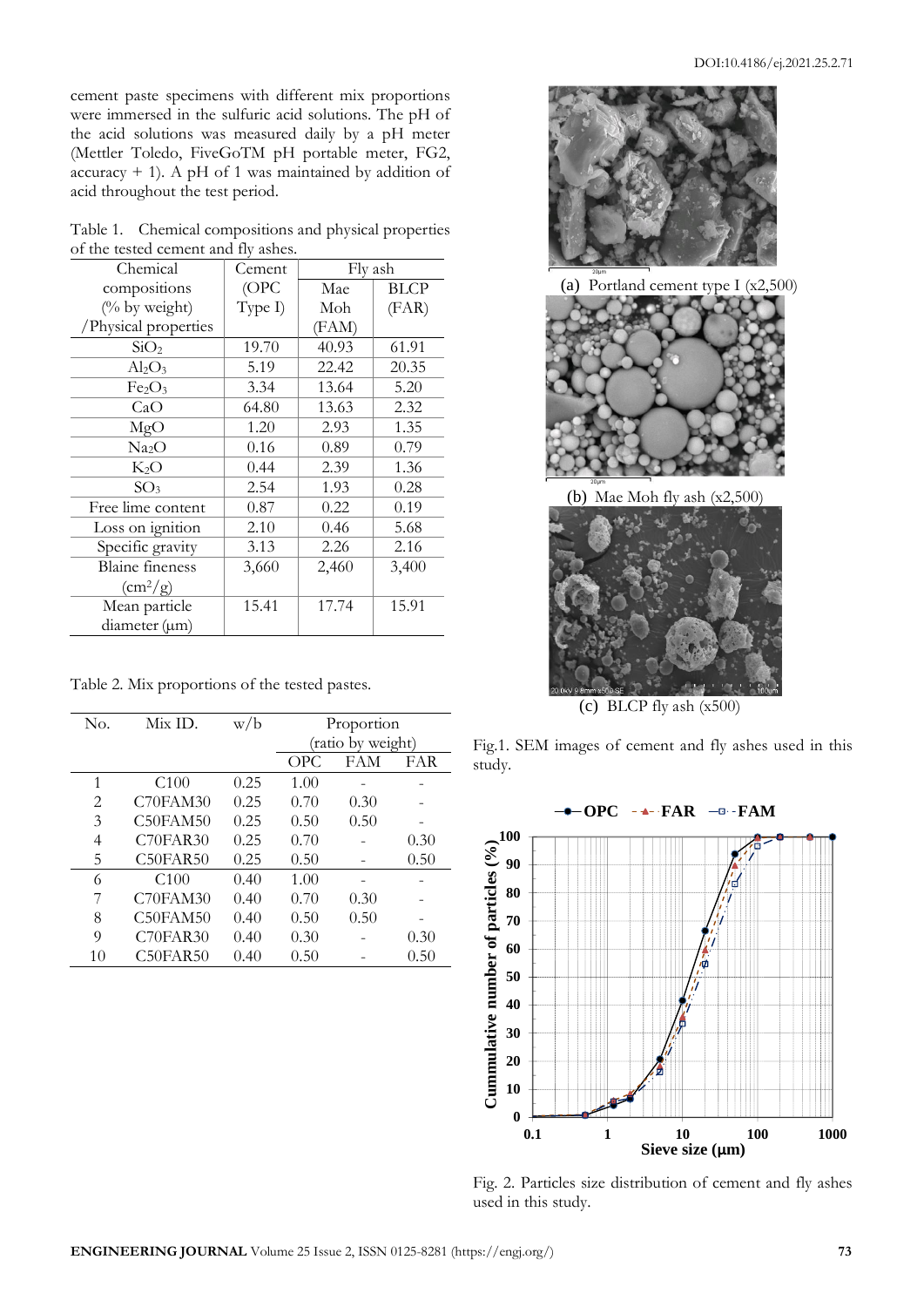cement paste specimens with different mix proportions were immersed in the sulfuric acid solutions. The pH of the acid solutions was measured daily by a pH meter (Mettler Toledo, FiveGoTM pH portable meter, FG2, accuracy + 1). A pH of 1 was maintained by addition of acid throughout the test period.

Table 1. Chemical compositions and physical properties of the tested cement and fly ashes.

| Chemical compositions (% by weight) /Physical properties | Cement (OPC Type I) | Fly ash | |
|---|---|---|---|
| | | Mae Moh (FAM) | BLCP (FAR) |
| $SiO_2$ | 19.70 | 40.93 | 61.91 |
| $Al_2O_3$ | 5.19 | 22.42 | 20.35 |
| $Fe_2O_3$ | 3.34 | 13.64 | 5.20 |
| CaO | 64.80 | 13.63 | 2.32 |
| MgO | 1.20 | 2.93 | 1.35 |
| $Na_2O$ | 0.16 | 0.89 | 0.79 |
| $K_2O$ | 0.44 | 2.39 | 1.36 |
| $SO_3$ | 2.54 | 1.93 | 0.28 |
| Free lime content | 0.87 | 0.22 | 0.19 |
| Loss on ignition | 2.10 | 0.46 | 5.68 |
| Specific gravity | 3.13 | 2.26 | 2.16 |
| Blaine fineness ($cm^2/g$) | 3,660 | 2,460 | 3,400 |
| Mean particle diameter (μm) | 15.41 | 17.74 | 15.91 |

Table 2. Mix proportions of the tested pastes.

| No. | Mix ID. | w/b | Proportion (ratio by weight) | | |
|---|---|---|---|---|---|
| | | | OPC | FAM | FAR |
| 1 | C100 | 0.25 | 1.00 | - | - |
| 2 | C70FAM30 | 0.25 | 0.70 | 0.30 | - |
| 3 | C50FAM50 | 0.25 | 0.50 | 0.50 | - |
| 4 | C70FAR30 | 0.25 | 0.70 | - | 0.30 |
| 5 | C50FAR50 | 0.25 | 0.50 | - | 0.50 |
| 6 | C100 | 0.40 | 1.00 | - | - |
| 7 | C70FAM30 | 0.40 | 0.70 | 0.30 | - |
| 8 | C50FAM50 | 0.40 | 0.50 | 0.50 | - |
| 9 | C70FAR30 | 0.40 | 0.30 | - | 0.30 |
| 10 | C50FAR50 | 0.40 | 0.50 | - | 0.50 |

(a) Portland cement type I (x2,500)

(b) Mae Moh fly ash (x2,500)

(c) BLCP fly ash (x500)

Fig.1. SEM images of cement and fly ashes used in this study.

Fig. 2. Particles size distribution of cement and fly ashes used in this study.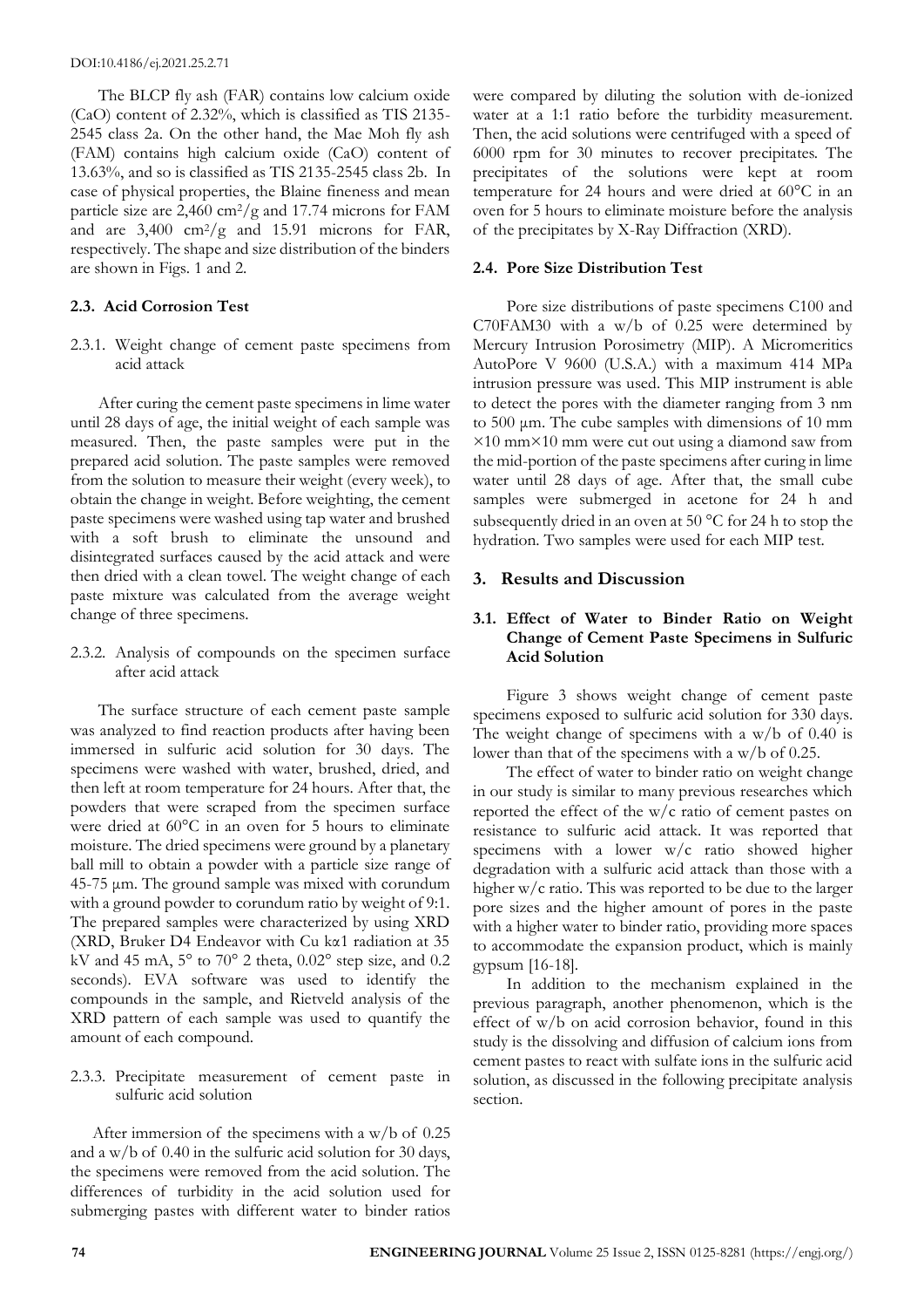The BLCP fly ash (FAR) contains low calcium oxide (CaO) content of 2.32%, which is classified as TIS 2135-2545 class 2a. On the other hand, the Mae Moh fly ash (FAM) contains high calcium oxide (CaO) content of 13.63%, and so is classified as TIS 2135-2545 class 2b. In case of physical properties, the Blaine fineness and mean particle size are 2,460 $cm^2/g$ and 17.74 microns for FAM and are 3,400 $cm^2/g$ and 15.91 microns for FAR, respectively. The shape and size distribution of the binders are shown in Figs. 1 and 2.

### 2.3. Acid Corrosion Test

#### 2.3.1. Weight change of cement paste specimens from acid attack

After curing the cement paste specimens in lime water until 28 days of age, the initial weight of each sample was measured. Then, the paste samples were put in the prepared acid solution. The paste samples were removed from the solution to measure their weight (every week), to obtain the change in weight. Before weighting, the cement paste specimens were washed using tap water and brushed with a soft brush to eliminate the unsound and disintegrated surfaces caused by the acid attack and were then dried with a clean towel. The weight change of each paste mixture was calculated from the average weight change of three specimens.

#### 2.3.2. Analysis of compounds on the specimen surface after acid attack

The surface structure of each cement paste sample was analyzed to find reaction products after having been immersed in sulfuric acid solution for 30 days. The specimens were washed with water, brushed, dried, and then left at room temperature for 24 hours. After that, the powders that were scraped from the specimen surface were dried at 60°C in an oven for 5 hours to eliminate moisture. The dried specimens were ground by a planetary ball mill to obtain a powder with a particle size range of 45-75 µm. The ground sample was mixed with corundum with a ground powder to corundum ratio by weight of 9:1. The prepared samples were characterized by using XRD (XRD, Bruker D4 Endeavor with Cu kα1 radiation at 35 kV and 45 mA, 5° to 70° 2 theta, 0.02° step size, and 0.2 seconds). EVA software was used to identify the compounds in the sample, and Rietveld analysis of the XRD pattern of each sample was used to quantify the amount of each compound.

#### 2.3.3. Precipitate measurement of cement paste in sulfuric acid solution

After immersion of the specimens with a w/b of 0.25 and a w/b of 0.40 in the sulfuric acid solution for 30 days, the specimens were removed from the acid solution. The differences of turbidity in the acid solution used for submerging pastes with different water to binder ratios were compared by diluting the solution with de-ionized water at a 1:1 ratio before the turbidity measurement. Then, the acid solutions were centrifuged with a speed of 6000 rpm for 30 minutes to recover precipitates. The precipitates of the solutions were kept at room temperature for 24 hours and were dried at 60°C in an oven for 5 hours to eliminate moisture before the analysis of the precipitates by X-Ray Diffraction (XRD).

### 2.4. Pore Size Distribution Test

Pore size distributions of paste specimens C100 and C70FAM30 with a w/b of 0.25 were determined by Mercury Intrusion Porosimetry (MIP). A Micromeritics AutoPore V 9600 (U.S.A.) with a maximum 414 MPa intrusion pressure was used. This MIP instrument is able to detect the pores with the diameter ranging from 3 nm to 500 µm. The cube samples with dimensions of 10 mm ×10 mm×10 mm were cut out using a diamond saw from the mid-portion of the paste specimens after curing in lime water until 28 days of age. After that, the small cube samples were submerged in acetone for 24 h and subsequently dried in an oven at 50 °C for 24 h to stop the hydration. Two samples were used for each MIP test.

## 3. Results and Discussion

### 3.1. Effect of Water to Binder Ratio on Weight Change of Cement Paste Specimens in Sulfuric Acid Solution

Figure 3 shows weight change of cement paste specimens exposed to sulfuric acid solution for 330 days. The weight change of specimens with a w/b of 0.40 is lower than that of the specimens with a w/b of 0.25.

The effect of water to binder ratio on weight change in our study is similar to many previous researches which reported the effect of the w/c ratio of cement pastes on resistance to sulfuric acid attack. It was reported that specimens with a lower w/c ratio showed higher degradation with a sulfuric acid attack than those with a higher w/c ratio. This was reported to be due to the larger pore sizes and the higher amount of pores in the paste with a higher water to binder ratio, providing more spaces to accommodate the expansion product, which is mainly gypsum [16-18].

In addition to the mechanism explained in the previous paragraph, another phenomenon, which is the effect of w/b on acid corrosion behavior, found in this study is the dissolving and diffusion of calcium ions from cement pastes to react with sulfate ions in the sulfuric acid solution, as discussed in the following precipitate analysis section.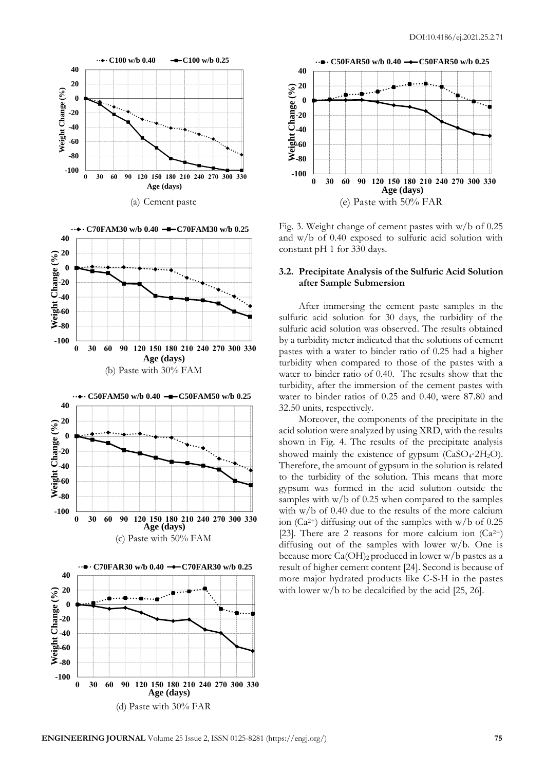(a) Cement paste

(b) Paste with 30% FAM

(c) Paste with 50% FAM

(d) Paste with 30% FAR

(e) Paste with 50% FAR

Fig. 3. Weight change of cement pastes with w/b of 0.25 and w/b of 0.40 exposed to sulfuric acid solution with constant pH 1 for 330 days.

### 3.2. Precipitate Analysis of the Sulfuric Acid Solution after Sample Submersion

After immersing the cement paste samples in the sulfuric acid solution for 30 days, the turbidity of the sulfuric acid solution was observed. The results obtained by a turbidity meter indicated that the solutions of cement pastes with a water to binder ratio of 0.25 had a higher turbidity when compared to those of the pastes with a water to binder ratio of 0.40. The results show that the turbidity, after the immersion of the cement pastes with water to binder ratios of 0.25 and 0.40, were 87.80 and 32.50 units, respectively.

Moreover, the components of the precipitate in the acid solution were analyzed by using XRD, with the results shown in Fig. 4. The results of the precipitate analysis showed mainly the existence of gypsum ($CaSO_4{\cdot}2H_2O$). Therefore, the amount of gypsum in the solution is related to the turbidity of the solution. This means that more gypsum was formed in the acid solution outside the samples with w/b of 0.25 when compared to the samples with w/b of 0.40 due to the results of the more calcium ion ($Ca^{2+}$) diffusing out of the samples with w/b of 0.25 [23]. There are 2 reasons for more calcium ion ($Ca^{2+}$) diffusing out of the samples with lower w/b. One is because more $Ca(OH)_2$ produced in lower w/b pastes as a result of higher cement content [24]. Second is because of more major hydrated products like C-S-H in the pastes with lower w/b to be decalcified by the acid [25, 26].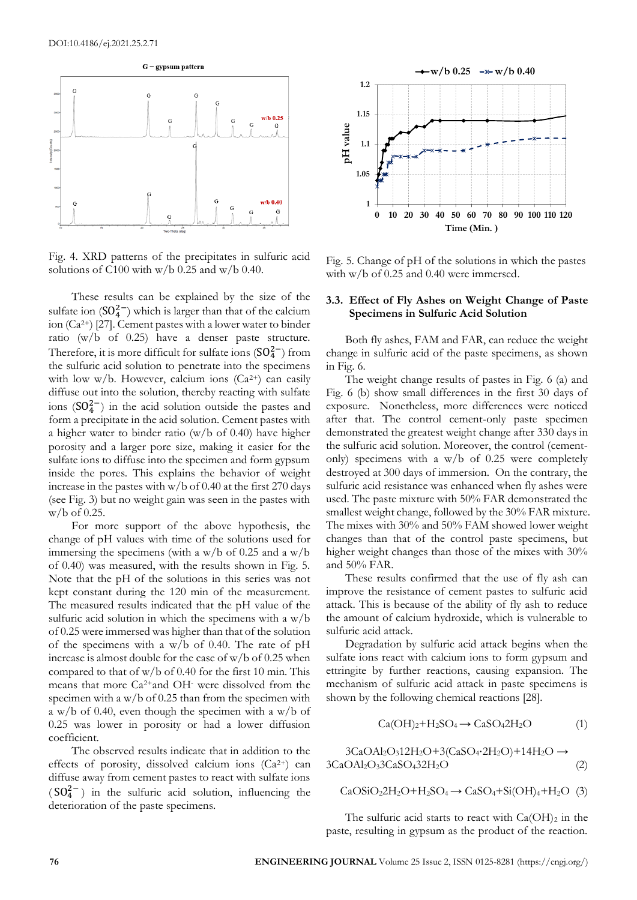Fig. 4. XRD patterns of the precipitates in sulfuric acid solutions of C100 with w/b 0.25 and w/b 0.40.

These results can be explained by the size of the sulfate ion ($SO_4^{2-}$) which is larger than that of the calcium ion ($Ca^{2+}$) [27]. Cement pastes with a lower water to binder ratio (w/b of 0.25) have a denser paste structure. Therefore, it is more difficult for sulfate ions ($SO_4^{2-}$) from the sulfuric acid solution to penetrate into the specimens with low w/b. However, calcium ions ($Ca^{2+}$) can easily diffuse out into the solution, thereby reacting with sulfate ions ($SO_4^{2-}$) in the acid solution outside the pastes and form a precipitate in the acid solution. Cement pastes with a higher water to binder ratio (w/b of 0.40) have higher porosity and a larger pore size, making it easier for the sulfate ions to diffuse into the specimen and form gypsum inside the pores. This explains the behavior of weight increase in the pastes with w/b of 0.40 at the first 270 days (see Fig. 3) but no weight gain was seen in the pastes with w/b of 0.25.

For more support of the above hypothesis, the change of pH values with time of the solutions used for immersing the specimens (with a w/b of 0.25 and a w/b of 0.40) was measured, with the results shown in Fig. 5. Note that the pH of the solutions in this series was not kept constant during the 120 min of the measurement. The measured results indicated that the pH value of the sulfuric acid solution in which the specimens with a w/b of 0.25 were immersed was higher than that of the solution of the specimens with a w/b of 0.40. The rate of pH increase is almost double for the case of w/b of 0.25 when compared to that of w/b of 0.40 for the first 10 min. This means that more $Ca^{2+}$ and $OH^-$ were dissolved from the specimen with a w/b of 0.25 than from the specimen with a w/b of 0.40, even though the specimen with a w/b of 0.25 was lower in porosity or had a lower diffusion coefficient.

The observed results indicate that in addition to the effects of porosity, dissolved calcium ions ($Ca^{2+}$) can diffuse away from cement pastes to react with sulfate ions ($SO_4^{2-}$) in the sulfuric acid solution, influencing the deterioration of the paste specimens.

Fig. 5. Change of pH of the solutions in which the pastes with w/b of 0.25 and 0.40 were immersed.

### 3.3. Effect of Fly Ashes on Weight Change of Paste Specimens in Sulfuric Acid Solution

Both fly ashes, FAM and FAR, can reduce the weight change in sulfuric acid of the paste specimens, as shown in Fig. 6.

The weight change results of pastes in Fig. 6 (a) and Fig. 6 (b) show small differences in the first 30 days of exposure. Nonetheless, more differences were noticed after that. The control cement-only paste specimen demonstrated the greatest weight change after 330 days in the sulfuric acid solution. Moreover, the control (cement-only) specimens with a w/b of 0.25 were completely destroyed at 300 days of immersion. On the contrary, the sulfuric acid resistance was enhanced when fly ashes were used. The paste mixture with 50% FAR demonstrated the smallest weight change, followed by the 30% FAR mixture. The mixes with 30% and 50% FAM showed lower weight changes than that of the control paste specimens, but higher weight changes than those of the mixes with 30% and 50% FAR.

These results confirmed that the use of fly ash can improve the resistance of cement pastes to sulfuric acid attack. This is because of the ability of fly ash to reduce the amount of calcium hydroxide, which is vulnerable to sulfuric acid attack.

Degradation by sulfuric acid attack begins when the sulfate ions react with calcium ions to form gypsum and ettringite by further reactions, causing expansion. The mechanism of sulfuric acid attack in paste specimens is shown by the following chemical reactions [28].

$$Ca(OH)_2 + H_2SO_4 \rightarrow CaSO_4 2H_2O \quad (1)$$

$$3CaOAl_2O_3 12H_2O + 3(CaSO_4 \cdot 2H_2O) + 14H_2O \rightarrow 3CaOAl_2O_3 3CaSO_4 32H_2O \quad (2)$$

$$CaOSiO_2 2H_2O + H_2SO_4 \rightarrow CaSO_4 + Si(OH)_4 + H_2O \quad (3)$$

The sulfuric acid starts to react with $Ca(OH)_2$ in the paste, resulting in gypsum as the product of the reaction.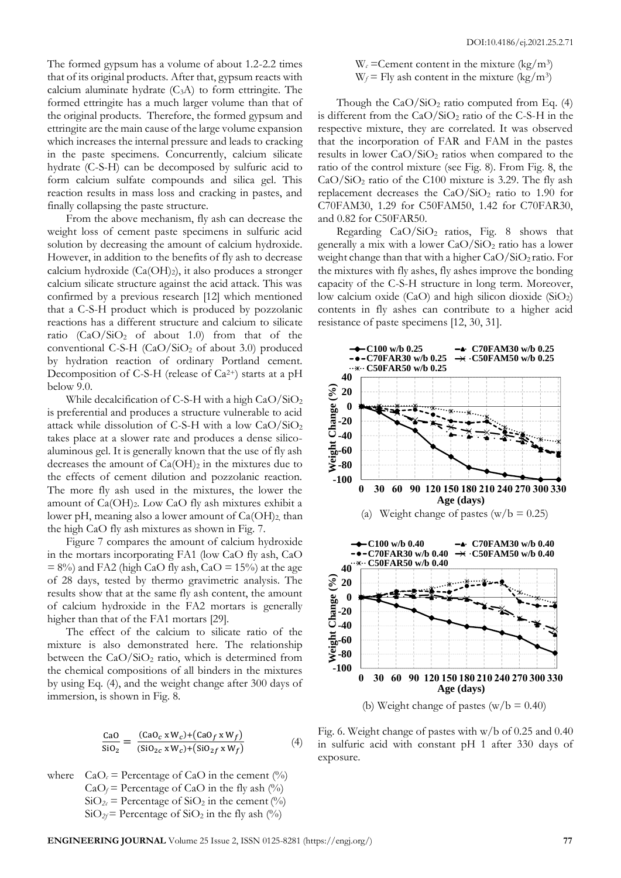The formed gypsum has a volume of about 1.2-2.2 times that of its original products. After that, gypsum reacts with calcium aluminate hydrate ($C_3A$) to form ettringite. The formed ettringite has a much larger volume than that of the original products. Therefore, the formed gypsum and ettringite are the main cause of the large volume expansion which increases the internal pressure and leads to cracking in the paste specimens. Concurrently, calcium silicate hydrate (C-S-H) can be decomposed by sulfuric acid to form calcium sulfate compounds and silica gel. This reaction results in mass loss and cracking in pastes, and finally collapsing the paste structure.

From the above mechanism, fly ash can decrease the weight loss of cement paste specimens in sulfuric acid solution by decreasing the amount of calcium hydroxide. However, in addition to the benefits of fly ash to decrease calcium hydroxide ($Ca(OH)_2$), it also produces a stronger calcium silicate structure against the acid attack. This was confirmed by a previous research [12] which mentioned that a C-S-H product which is produced by pozzolanic reactions has a different structure and calcium to silicate ratio ($CaO/SiO_2$ of about 1.0) from that of the conventional C-S-H ($CaO/SiO_2$ of about 3.0) produced by hydration reaction of ordinary Portland cement. Decomposition of C-S-H (release of $Ca^{2+}$) starts at a pH below 9.0.

While decalcification of C-S-H with a high $CaO/SiO_2$ is preferential and produces a structure vulnerable to acid attack while dissolution of C-S-H with a low $CaO/SiO_2$ takes place at a slower rate and produces a dense silico-aluminous gel. It is generally known that the use of fly ash decreases the amount of $Ca(OH)_2$ in the mixtures due to the effects of cement dilution and pozzolanic reaction. The more fly ash used in the mixtures, the lower the amount of $Ca(OH)_2$. Low CaO fly ash mixtures exhibit a lower pH, meaning also a lower amount of $Ca(OH)_2$, than the high CaO fly ash mixtures as shown in Fig. 7.

Figure 7 compares the amount of calcium hydroxide in the mortars incorporating FA1 (low CaO fly ash, CaO = 8%) and FA2 (high CaO fly ash, CaO = 15%) at the age of 28 days, tested by thermo gravimetric analysis. The results show that at the same fly ash content, the amount of calcium hydroxide in the FA2 mortars is generally higher than that of the FA1 mortars [29].

The effect of the calcium to silicate ratio of the mixture is also demonstrated here. The relationship between the $CaO/SiO_2$ ratio, which is determined from the chemical compositions of all binders in the mixtures by using Eq. (4), and the weight change after 300 days of immersion, is shown in Fig. 8.

$$\frac{\text{CaO}}{\text{SiO}_2} = \frac{(\text{CaO}_c \times \text{W}_c) + (\text{CaO}_f \times \text{W}_f)}{(\text{SiO}_{2c} \times \text{W}_c) + (\text{SiO}_{2f} \times \text{W}_f)} \tag{4}$$

where $CaO_c$ = Percentage of CaO in the cement (%)
$CaO_f$ = Percentage of CaO in the fly ash (%)
$SiO_{2c}$ = Percentage of $SiO_2$ in the cement (%)
$SiO_{2f}$ = Percentage of $SiO_2$ in the fly ash (%)
$W_c$ = Cement content in the mixture (kg/m$^3$)
$W_f$ = Fly ash content in the mixture (kg/m$^3$)

Though the $CaO/SiO_2$ ratio computed from Eq. (4) is different from the $CaO/SiO_2$ ratio of the C-S-H in the respective mixture, they are correlated. It was observed that the incorporation of FAR and FAM in the pastes results in lower $CaO/SiO_2$ ratios when compared to the ratio of the control mixture (see Fig. 8). From Fig. 8, the $CaO/SiO_2$ ratio of the C100 mixture is 3.29. The fly ash replacement decreases the $CaO/SiO_2$ ratio to 1.90 for C70FAM30, 1.29 for C50FAM50, 1.42 for C70FAR30, and 0.82 for C50FAR50.

Regarding $CaO/SiO_2$ ratios, Fig. 8 shows that generally a mix with a lower $CaO/SiO_2$ ratio has a lower weight change than that with a higher $CaO/SiO_2$ ratio. For the mixtures with fly ashes, fly ashes improve the bonding capacity of the C-S-H structure in long term. Moreover, low calcium oxide (CaO) and high silicon dioxide ($SiO_2$) contents in fly ashes can contribute to a higher acid resistance of paste specimens [12, 30, 31].

(a) Weight change of pastes (w/b = 0.25)

(b) Weight change of pastes (w/b = 0.40)

Fig. 6. Weight change of pastes with w/b of 0.25 and 0.40 in sulfuric acid with constant pH 1 after 330 days of exposure.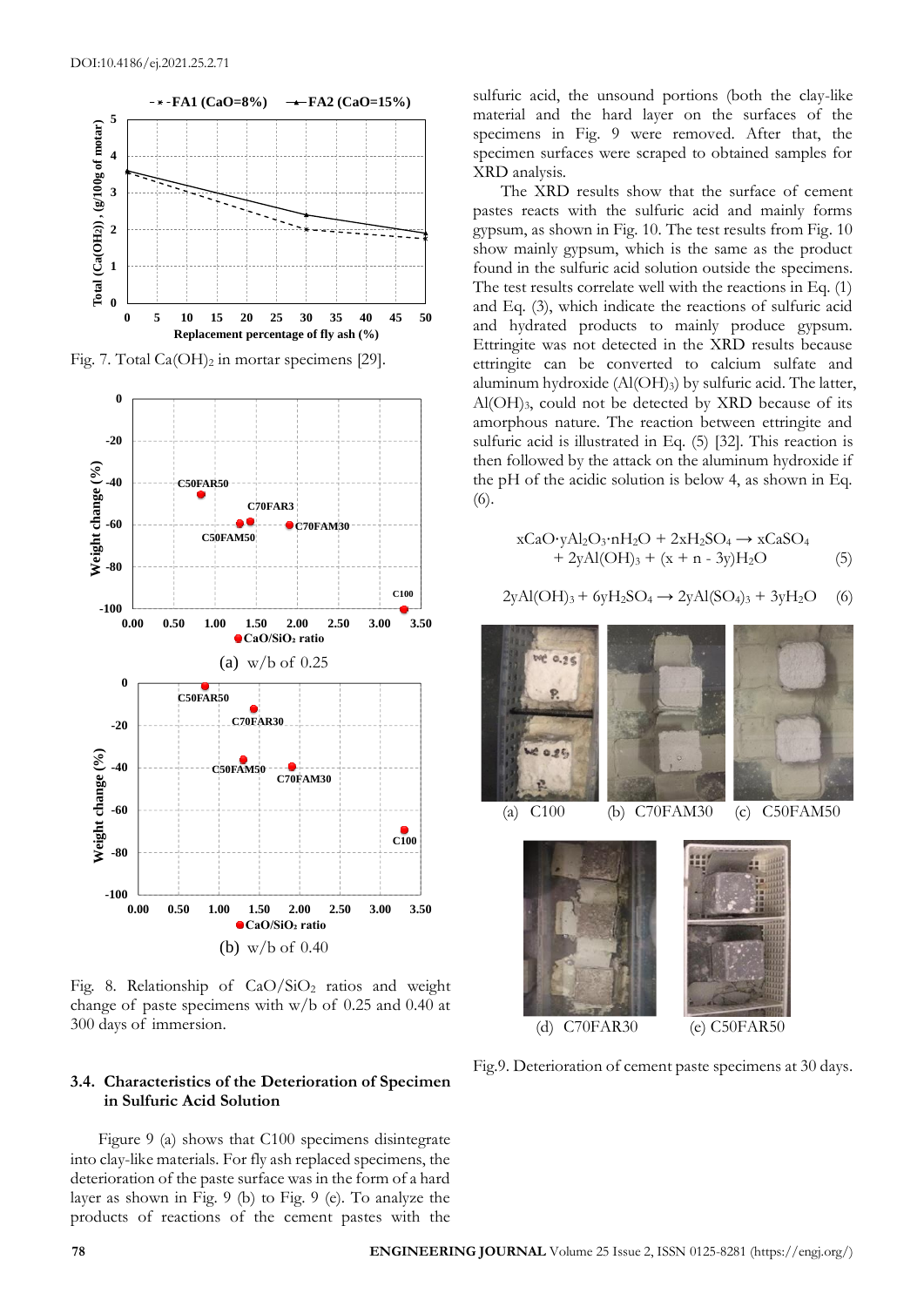Fig. 7. Total $Ca(OH)_2$ in mortar specimens [29].

(a) w/b of 0.25

(b) w/b of 0.40

Fig. 8. Relationship of $CaO/SiO_2$ ratios and weight change of paste specimens with w/b of 0.25 and 0.40 at 300 days of immersion.

### 3.4. Characteristics of the Deterioration of Specimen in Sulfuric Acid Solution

Figure 9 (a) shows that C100 specimens disintegrate into clay-like materials. For fly ash replaced specimens, the deterioration of the paste surface was in the form of a hard layer as shown in Fig. 9 (b) to Fig. 9 (e). To analyze the products of reactions of the cement pastes with the sulfuric acid, the unsound portions (both the clay-like material and the hard layer on the surfaces of the specimens in Fig. 9 were removed. After that, the specimen surfaces were scraped to obtained samples for XRD analysis.

The XRD results show that the surface of cement pastes reacts with the sulfuric acid and mainly forms gypsum, as shown in Fig. 10. The test results from Fig. 10 show mainly gypsum, which is the same as the product found in the sulfuric acid solution outside the specimens. The test results correlate well with the reactions in Eq. (1) and Eq. (3), which indicate the reactions of sulfuric acid and hydrated products to mainly produce gypsum. Ettringite was not detected in the XRD results because ettringite can be converted to calcium sulfate and aluminum hydroxide ($Al(OH)_3$) by sulfuric acid. The latter, $Al(OH)_3$, could not be detected by XRD because of its amorphous nature. The reaction between ettringite and sulfuric acid is illustrated in Eq. (5) [32]. This reaction is then followed by the attack on the aluminum hydroxide if the pH of the acidic solution is below 4, as shown in Eq. (6).

$$xCaO \cdot yAl_2O_3 \cdot nH_2O + 2xH_2SO_4 \rightarrow xCaSO_4 + 2yAl(OH)_3 + (x + n - 3y)H_2O \quad (5)$$

$$2yAl(OH)_3 + 6yH_2SO_4 \rightarrow 2yAl(SO_4)_3 + 3yH_2O \quad (6)$$

(a) C100 (b) C70FAM30 (c) C50FAM50

(d) C70FAR30 (e) C50FAR50

Fig.9. Deterioration of cement paste specimens at 30 days.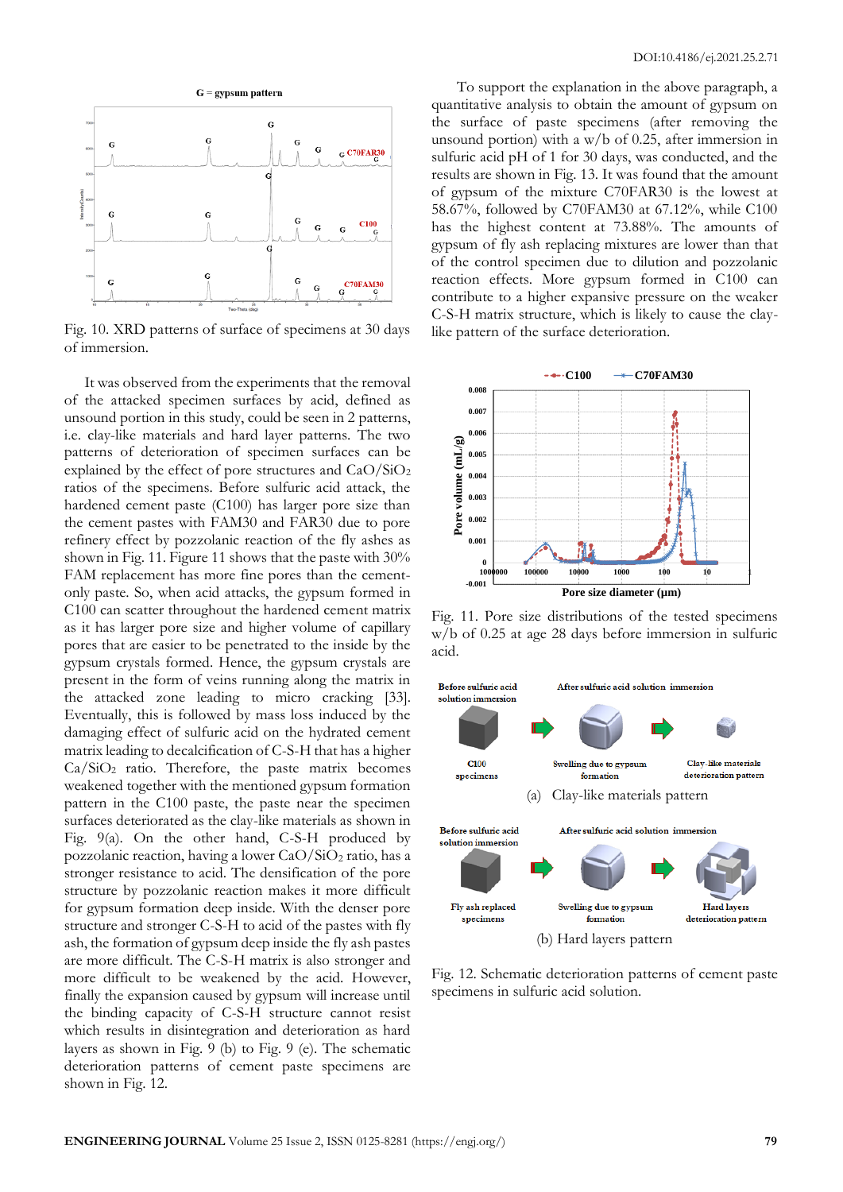Fig. 10. XRD patterns of surface of specimens at 30 days of immersion.

It was observed from the experiments that the removal of the attacked specimen surfaces by acid, defined as unsound portion in this study, could be seen in 2 patterns, i.e. clay-like materials and hard layer patterns. The two patterns of deterioration of specimen surfaces can be explained by the effect of pore structures and $CaO/SiO_2$ ratios of the specimens. Before sulfuric acid attack, the hardened cement paste (C100) has larger pore size than the cement pastes with FAM30 and FAR30 due to pore refinery effect by pozzolanic reaction of the fly ashes as shown in Fig. 11. Figure 11 shows that the paste with 30% FAM replacement has more fine pores than the cement-only paste. So, when acid attacks, the gypsum formed in C100 can scatter throughout the hardened cement matrix as it has larger pore size and higher volume of capillary pores that are easier to be penetrated to the inside by the gypsum crystals formed. Hence, the gypsum crystals are present in the form of veins running along the matrix in the attacked zone leading to micro cracking [33]. Eventually, this is followed by mass loss induced by the damaging effect of sulfuric acid on the hydrated cement matrix leading to decalcification of C-S-H that has a higher $Ca/SiO_2$ ratio. Therefore, the paste matrix becomes weakened together with the mentioned gypsum formation pattern in the C100 paste, the paste near the specimen surfaces deteriorated as the clay-like materials as shown in Fig. 9(a). On the other hand, C-S-H produced by pozzolanic reaction, having a lower $CaO/SiO_2$ ratio, has a stronger resistance to acid. The densification of the pore structure by pozzolanic reaction makes it more difficult for gypsum formation deep inside. With the denser pore structure and stronger C-S-H to acid of the pastes with fly ash, the formation of gypsum deep inside the fly ash pastes are more difficult. The C-S-H matrix is also stronger and more difficult to be weakened by the acid. However, finally the expansion caused by gypsum will increase until the binding capacity of C-S-H structure cannot resist which results in disintegration and deterioration as hard layers as shown in Fig. 9 (b) to Fig. 9 (e). The schematic deterioration patterns of cement paste specimens are shown in Fig. 12.

To support the explanation in the above paragraph, a quantitative analysis to obtain the amount of gypsum on the surface of paste specimens (after removing the unsound portion) with a w/b of 0.25, after immersion in sulfuric acid pH of 1 for 30 days, was conducted, and the results are shown in Fig. 13. It was found that the amount of gypsum of the mixture C70FAR30 is the lowest at 58.67%, followed by C70FAM30 at 67.12%, while C100 has the highest content at 73.88%. The amounts of gypsum of fly ash replacing mixtures are lower than that of the control specimen due to dilution and pozzolanic reaction effects. More gypsum formed in C100 can contribute to a higher expansive pressure on the weaker C-S-H matrix structure, which is likely to cause the clay-like pattern of the surface deterioration.

Fig. 11. Pore size distributions of the tested specimens w/b of 0.25 at age 28 days before immersion in sulfuric acid.

(a) Clay-like materials pattern

(b) Hard layers pattern

Fig. 12. Schematic deterioration patterns of cement paste specimens in sulfuric acid solution.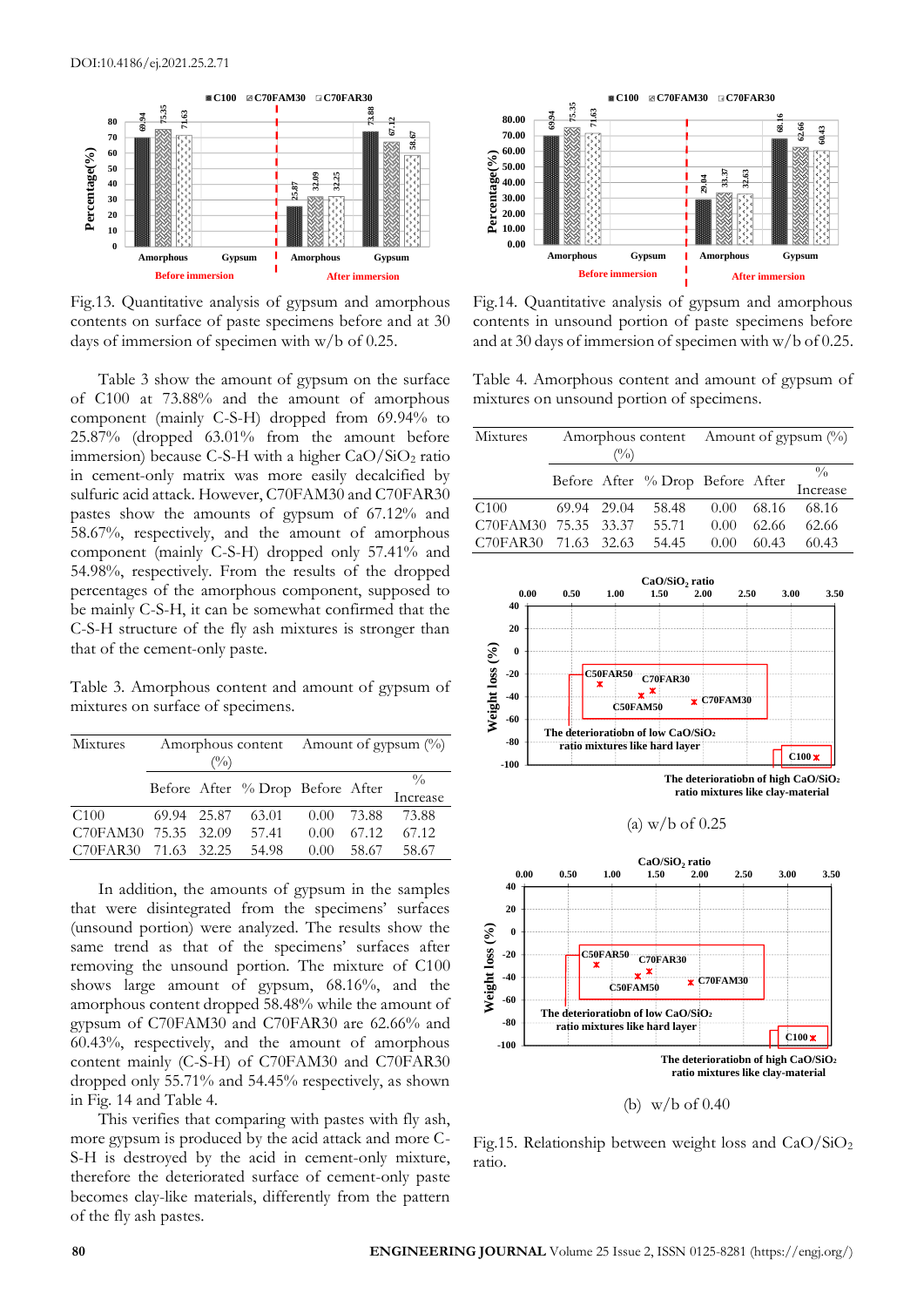Fig.13. Quantitative analysis of gypsum and amorphous contents on surface of paste specimens before and at 30 days of immersion of specimen with w/b of 0.25.

Table 3 show the amount of gypsum on the surface of C100 at 73.88% and the amount of amorphous component (mainly C-S-H) dropped from 69.94% to 25.87% (dropped 63.01% from the amount before immersion) because C-S-H with a higher $CaO/SiO_2$ ratio in cement-only matrix was more easily decalcified by sulfuric acid attack. However, C70FAM30 and C70FAR30 pastes show the amounts of gypsum of 67.12% and 58.67%, respectively, and the amount of amorphous component (mainly C-S-H) dropped only 57.41% and 54.98%, respectively. From the results of the dropped percentages of the amorphous component, supposed to be mainly C-S-H, it can be somewhat confirmed that the C-S-H structure of the fly ash mixtures is stronger than that of the cement-only paste.

Table 3. Amorphous content and amount of gypsum of mixtures on surface of specimens.

| Mixtures | Amorphous content (%) | | | Amount of gypsum (%) | | |
|---|---|---|---|---|---|---|
| | Before | After | % Drop | Before | After | % Increase |
| C100 | 69.94 | 25.87 | 63.01 | 0.00 | 73.88 | 73.88 |
| C70FAM30 | 75.35 | 32.09 | 57.41 | 0.00 | 67.12 | 67.12 |
| C70FAR30 | 71.63 | 32.25 | 54.98 | 0.00 | 58.67 | 58.67 |

In addition, the amounts of gypsum in the samples that were disintegrated from the specimens' surfaces (unsound portion) were analyzed. The results show the same trend as that of the specimens' surfaces after removing the unsound portion. The mixture of C100 shows large amount of gypsum, 68.16%, and the amorphous content dropped 58.48% while the amount of gypsum of C70FAM30 and C70FAR30 are 62.66% and 60.43%, respectively, and the amount of amorphous content mainly (C-S-H) of C70FAM30 and C70FAR30 dropped only 55.71% and 54.45% respectively, as shown in Fig. 14 and Table 4.

This verifies that comparing with pastes with fly ash, more gypsum is produced by the acid attack and more C-S-H is destroyed by the acid in cement-only mixture, therefore the deteriorated surface of cement-only paste becomes clay-like materials, differently from the pattern of the fly ash pastes.

Fig.14. Quantitative analysis of gypsum and amorphous contents in unsound portion of paste specimens before and at 30 days of immersion of specimen with w/b of 0.25.

Table 4. Amorphous content and amount of gypsum of mixtures on unsound portion of specimens.

| Mixtures | Amorphous content (%) | | | Amount of gypsum (%) | | |
|---|---|---|---|---|---|---|
| | Before | After | % Drop | Before | After | % Increase |
| C100 | 69.94 | 29.04 | 58.48 | 0.00 | 68.16 | 68.16 |
| C70FAM30 | 75.35 | 33.37 | 55.71 | 0.00 | 62.66 | 62.66 |
| C70FAR30 | 71.63 | 32.63 | 54.45 | 0.00 | 60.43 | 60.43 |

(a) w/b of 0.25

(b) w/b of 0.40

Fig.15. Relationship between weight loss and $CaO/SiO_2$ ratio.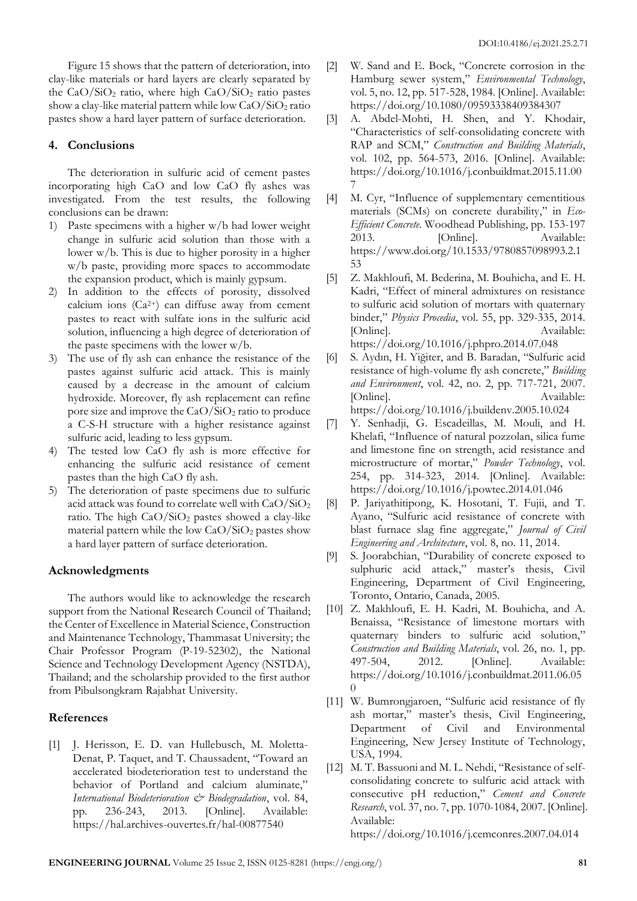Figure 15 shows that the pattern of deterioration, into clay-like materials or hard layers are clearly separated by the $CaO/SiO_2$ ratio, where high $CaO/SiO_2$ ratio pastes show a clay-like material pattern while low $CaO/SiO_2$ ratio pastes show a hard layer pattern of surface deterioration.

## 4. Conclusions

The deterioration in sulfuric acid of cement pastes incorporating high CaO and low CaO fly ashes was investigated. From the test results, the following conclusions can be drawn:

1) Paste specimens with a higher w/b had lower weight change in sulfuric acid solution than those with a lower w/b. This is due to higher porosity in a higher w/b paste, providing more spaces to accommodate the expansion product, which is mainly gypsum.
2) In addition to the effects of porosity, dissolved calcium ions ($Ca^{2+}$) can diffuse away from cement pastes to react with sulfate ions in the sulfuric acid solution, influencing a high degree of deterioration of the paste specimens with the lower w/b.
3) The use of fly ash can enhance the resistance of the pastes against sulfuric acid attack. This is mainly caused by a decrease in the amount of calcium hydroxide. Moreover, fly ash replacement can refine pore size and improve the $CaO/SiO_2$ ratio to produce a C-S-H structure with a higher resistance against sulfuric acid, leading to less gypsum.
4) The tested low CaO fly ash is more effective for enhancing the sulfuric acid resistance of cement pastes than the high CaO fly ash.
5) The deterioration of paste specimens due to sulfuric acid attack was found to correlate well with $CaO/SiO_2$ ratio. The high $CaO/SiO_2$ pastes showed a clay-like material pattern while the low $CaO/SiO_2$ pastes show a hard layer pattern of surface deterioration.

## Acknowledgments

The authors would like to acknowledge the research support from the National Research Council of Thailand; the Center of Excellence in Material Science, Construction and Maintenance Technology, Thammasat University; the Chair Professor Program (P-19-52302), the National Science and Technology Development Agency (NSTDA), Thailand; and the scholarship provided to the first author from Pibulsongkram Rajabhat University.

## References

[1] J. Herisson, E. D. van Hullebusch, M. Moletta-Denat, P. Taquet, and T. Chaussadent, "Toward an accelerated biodeterioration test to understand the behavior of Portland and calcium aluminate," *International Biodeterioration & Biodegradation*, vol. 84, pp. 236-243, 2013. [Online]. Available: https://hal.archives-ouvertes.fr/hal-00877540

[2] W. Sand and E. Bock, "Concrete corrosion in the Hamburg sewer system," *Environmental Technology*, vol. 5, no. 12, pp. 517-528, 1984. [Online]. Available: https://doi.org/10.1080/09593338409384307

[3] A. Abdel-Mohti, H. Shen, and Y. Khodair, "Characteristics of self-consolidating concrete with RAP and SCM," *Construction and Building Materials*, vol. 102, pp. 564-573, 2016. [Online]. Available: https://doi.org/10.1016/j.conbuildmat.2015.11.007

[4] M. Cyr, "Influence of supplementary cementitious materials (SCMs) on concrete durability," in *Eco-Efficient Concrete*. Woodhead Publishing, pp. 153-197 2013. [Online]. Available: https://www.doi.org/10.1533/9780857098993.2.153

[5] Z. Makhloufi, M. Bederina, M. Bouhicha, and E. H. Kadri, "Effect of mineral admixtures on resistance to sulfuric acid solution of mortars with quaternary binder," *Physics Procedia*, vol. 55, pp. 329-335, 2014. [Online]. Available: https://doi.org/10.1016/j.phpro.2014.07.048

[6] S. Aydın, H. Yiğiter, and B. Baradan, "Sulfuric acid resistance of high-volume fly ash concrete," *Building and Environment*, vol. 42, no. 2, pp. 717-721, 2007. [Online]. Available: https://doi.org/10.1016/j.buildenv.2005.10.024

[7] Y. Senhadji, G. Escadeillas, M. Mouli, and H. Khelafi, "Influence of natural pozzolan, silica fume and limestone fine on strength, acid resistance and microstructure of mortar," *Powder Technology*, vol. 254, pp. 314-323, 2014. [Online]. Available: https://doi.org/10.1016/j.powtec.2014.01.046

[8] P. Jariyathitipong, K. Hosotani, T. Fujii, and T. Ayano, "Sulfuric acid resistance of concrete with blast furnace slag fine aggregate," *Journal of Civil Engineering and Architecture*, vol. 8, no. 11, 2014.

[9] S. Joorabchian, "Durability of concrete exposed to sulphuric acid attack," master's thesis, Civil Engineering, Department of Civil Engineering, Toronto, Ontario, Canada, 2005.

[10] Z. Makhloufi, E. H. Kadri, M. Bouhicha, and A. Benaissa, "Resistance of limestone mortars with quaternary binders to sulfuric acid solution," *Construction and Building Materials*, vol. 26, no. 1, pp. 497-504, 2012. [Online]. Available: https://doi.org/10.1016/j.conbuildmat.2011.06.050

[11] W. Bumrongjaroen, "Sulfuric acid resistance of fly ash mortar," master's thesis, Civil Engineering, Department of Civil and Environmental Engineering, New Jersey Institute of Technology, USA, 1994.

[12] M. T. Bassuoni and M. L. Nehdi, "Resistance of self-consolidating concrete to sulfuric acid attack with consecutive pH reduction," *Cement and Concrete Research*, vol. 37, no. 7, pp. 1070-1084, 2007. [Online]. Available: https://doi.org/10.1016/j.cemconres.2007.04.014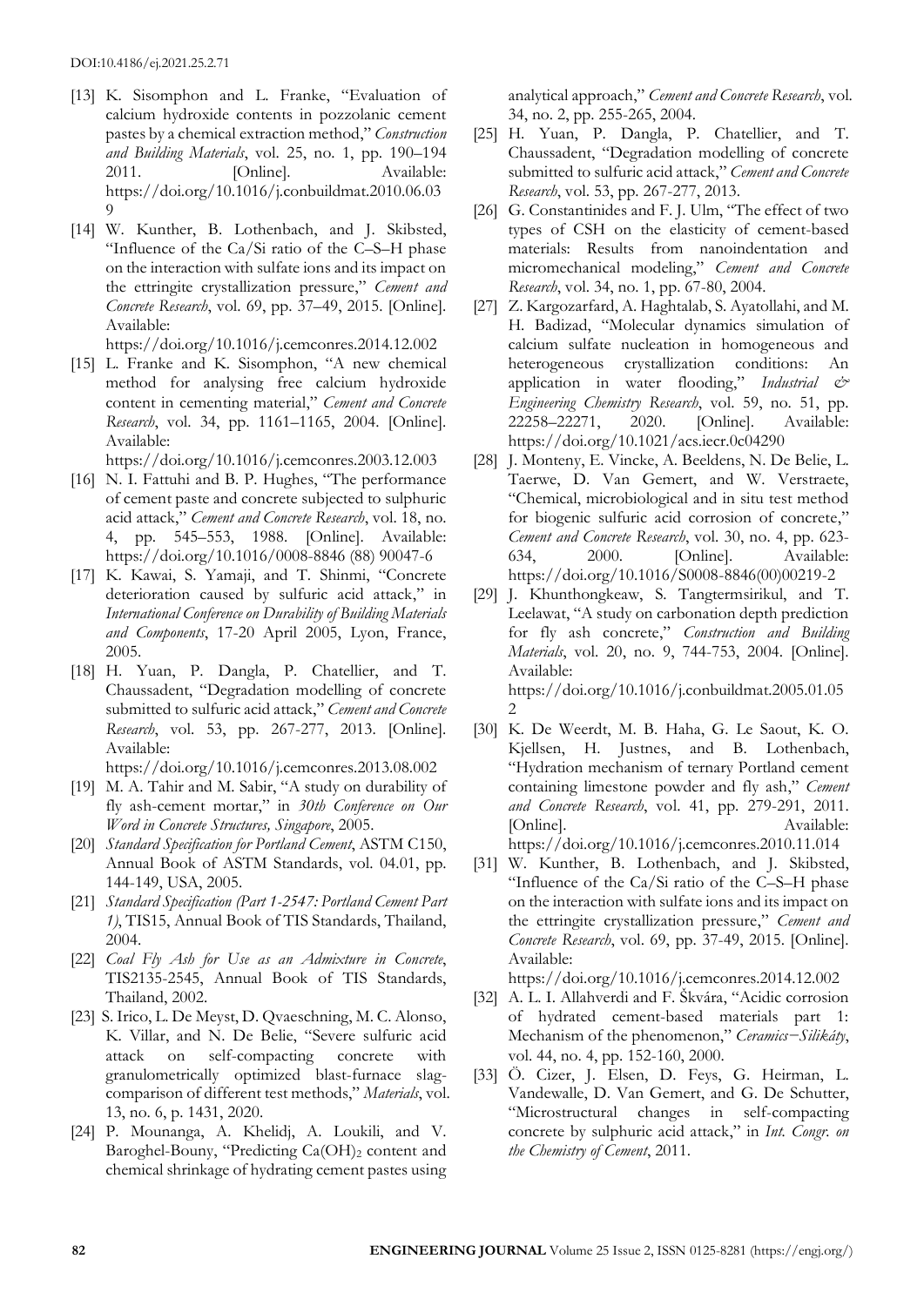- [13] K. Sisomphon and L. Franke, "Evaluation of calcium hydroxide contents in pozzolanic cement pastes by a chemical extraction method," *Construction and Building Materials*, vol. 25, no. 1, pp. 190–194 2011. [Online]. Available: https://doi.org/10.1016/j.conbuildmat.2010.06.039
- [14] W. Kunther, B. Lothenbach, and J. Skibsted, "Influence of the Ca/Si ratio of the C–S–H phase on the interaction with sulfate ions and its impact on the ettringite crystallization pressure," *Cement and Concrete Research*, vol. 69, pp. 37–49, 2015. [Online]. Available: https://doi.org/10.1016/j.cemconres.2014.12.002
- [15] L. Franke and K. Sisomphon, "A new chemical method for analysing free calcium hydroxide content in cementing material," *Cement and Concrete Research*, vol. 34, pp. 1161–1165, 2004. [Online]. Available: https://doi.org/10.1016/j.cemconres.2003.12.003
- [16] N. I. Fattuhi and B. P. Hughes, "The performance of cement paste and concrete subjected to sulphuric acid attack," *Cement and Concrete Research*, vol. 18, no. 4, pp. 545–553, 1988. [Online]. Available: https://doi.org/10.1016/0008-8846 (88) 90047-6
- [17] K. Kawai, S. Yamaji, and T. Shinmi, "Concrete deterioration caused by sulfuric acid attack," in *International Conference on Durability of Building Materials and Components*, 17-20 April 2005, Lyon, France, 2005.
- [18] H. Yuan, P. Dangla, P. Chatellier, and T. Chaussadent, "Degradation modelling of concrete submitted to sulfuric acid attack," *Cement and Concrete Research*, vol. 53, pp. 267-277, 2013. [Online]. Available: https://doi.org/10.1016/j.cemconres.2013.08.002
- [19] M. A. Tahir and M. Sabir, "A study on durability of fly ash-cement mortar," in *30th Conference on Our Word in Concrete Structures, Singapore*, 2005.
- [20] *Standard Specification for Portland Cement*, ASTM C150, Annual Book of ASTM Standards, vol. 04.01, pp. 144-149, USA, 2005.
- [21] *Standard Specification (Part 1-2547: Portland Cement Part 1)*, TIS15, Annual Book of TIS Standards, Thailand, 2004.
- [22] *Coal Fly Ash for Use as an Admixture in Concrete*, TIS2135-2545, Annual Book of TIS Standards, Thailand, 2002.
- [23] S. Irico, L. De Meyst, D. Qvaeschning, M. C. Alonso, K. Villar, and N. De Belie, "Severe sulfuric acid attack on self-compacting concrete with granulometrically optimized blast-furnace slag-comparison of different test methods," *Materials*, vol. 13, no. 6, p. 1431, 2020.
- [24] P. Mounanga, A. Khelidj, A. Loukili, and V. Baroghel-Bouny, "Predicting $Ca(OH)_2$ content and chemical shrinkage of hydrating cement pastes using analytical approach," *Cement and Concrete Research*, vol. 34, no. 2, pp. 255-265, 2004.
- [25] H. Yuan, P. Dangla, P. Chatellier, and T. Chaussadent, "Degradation modelling of concrete submitted to sulfuric acid attack," *Cement and Concrete Research*, vol. 53, pp. 267-277, 2013.
- [26] G. Constantinides and F. J. Ulm, "The effect of two types of CSH on the elasticity of cement-based materials: Results from nanoindentation and micromechanical modeling," *Cement and Concrete Research*, vol. 34, no. 1, pp. 67-80, 2004.
- [27] Z. Kargozarfard, A. Haghtalab, S. Ayatollahi, and M. H. Badizad, "Molecular dynamics simulation of calcium sulfate nucleation in homogeneous and heterogeneous crystallization conditions: An application in water flooding," *Industrial & Engineering Chemistry Research*, vol. 59, no. 51, pp. 22258–22271, 2020. [Online]. Available: https://doi.org/10.1021/acs.iecr.0c04290
- [28] J. Monteny, E. Vincke, A. Beeldens, N. De Belie, L. Taerwe, D. Van Gemert, and W. Verstraete, "Chemical, microbiological and in situ test method for biogenic sulfuric acid corrosion of concrete," *Cement and Concrete Research*, vol. 30, no. 4, pp. 623-634, 2000. [Online]. Available: https://doi.org/10.1016/S0008-8846(00)00219-2
- [29] J. Khunthongkeaw, S. Tangtermsirikul, and T. Leelawat, "A study on carbonation depth prediction for fly ash concrete," *Construction and Building Materials*, vol. 20, no. 9, 744-753, 2004. [Online]. Available: https://doi.org/10.1016/j.conbuildmat.2005.01.052
- [30] K. De Weerdt, M. B. Haha, G. Le Saout, K. O. Kjellsen, H. Justnes, and B. Lothenbach, "Hydration mechanism of ternary Portland cement containing limestone powder and fly ash," *Cement and Concrete Research*, vol. 41, pp. 279-291, 2011. [Online]. Available: https://doi.org/10.1016/j.cemconres.2010.11.014
- [31] W. Kunther, B. Lothenbach, and J. Skibsted, "Influence of the Ca/Si ratio of the C–S–H phase on the interaction with sulfate ions and its impact on the ettringite crystallization pressure," *Cement and Concrete Research*, vol. 69, pp. 37-49, 2015. [Online]. Available: https://doi.org/10.1016/j.cemconres.2014.12.002
- [32] A. L. I. Allahverdi and F. Škvára, "Acidic corrosion of hydrated cement-based materials part 1: Mechanism of the phenomenon," *Ceramics−Silikáty*, vol. 44, no. 4, pp. 152-160, 2000.
- [33] Ö. Cizer, J. Elsen, D. Feys, G. Heirman, L. Vandewalle, D. Van Gemert, and G. De Schutter, "Microstructural changes in self-compacting concrete by sulphuric acid attack," in *Int. Congr. on the Chemistry of Cement*, 2011.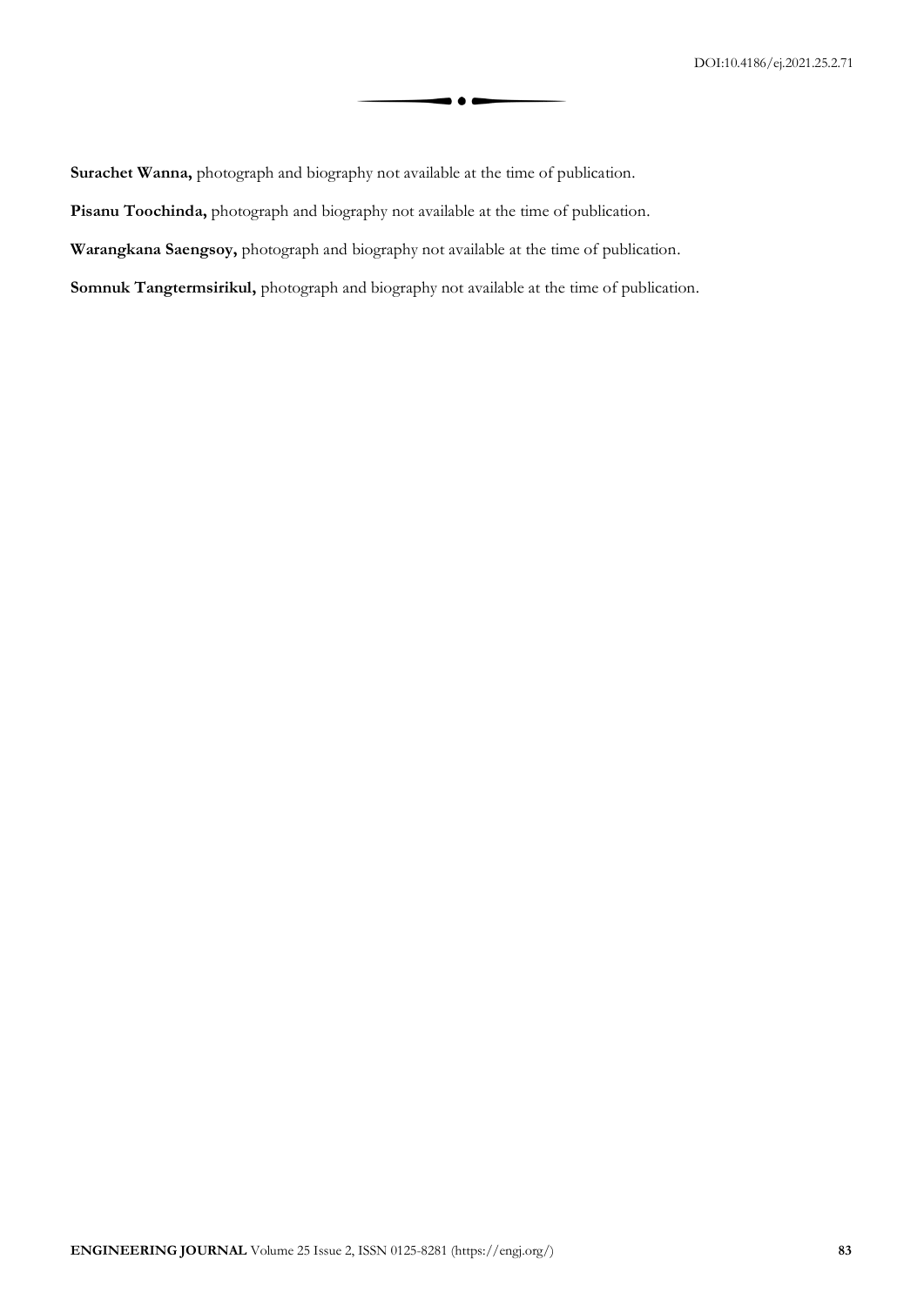**Surachet Wanna,** photograph and biography not available at the time of publication.

**Pisanu Toochinda,** photograph and biography not available at the time of publication.

**Warangkana Saengsoy,** photograph and biography not available at the time of publication.

**Somnuk Tangtermsirikul,** photograph and biography not available at the time of publication.